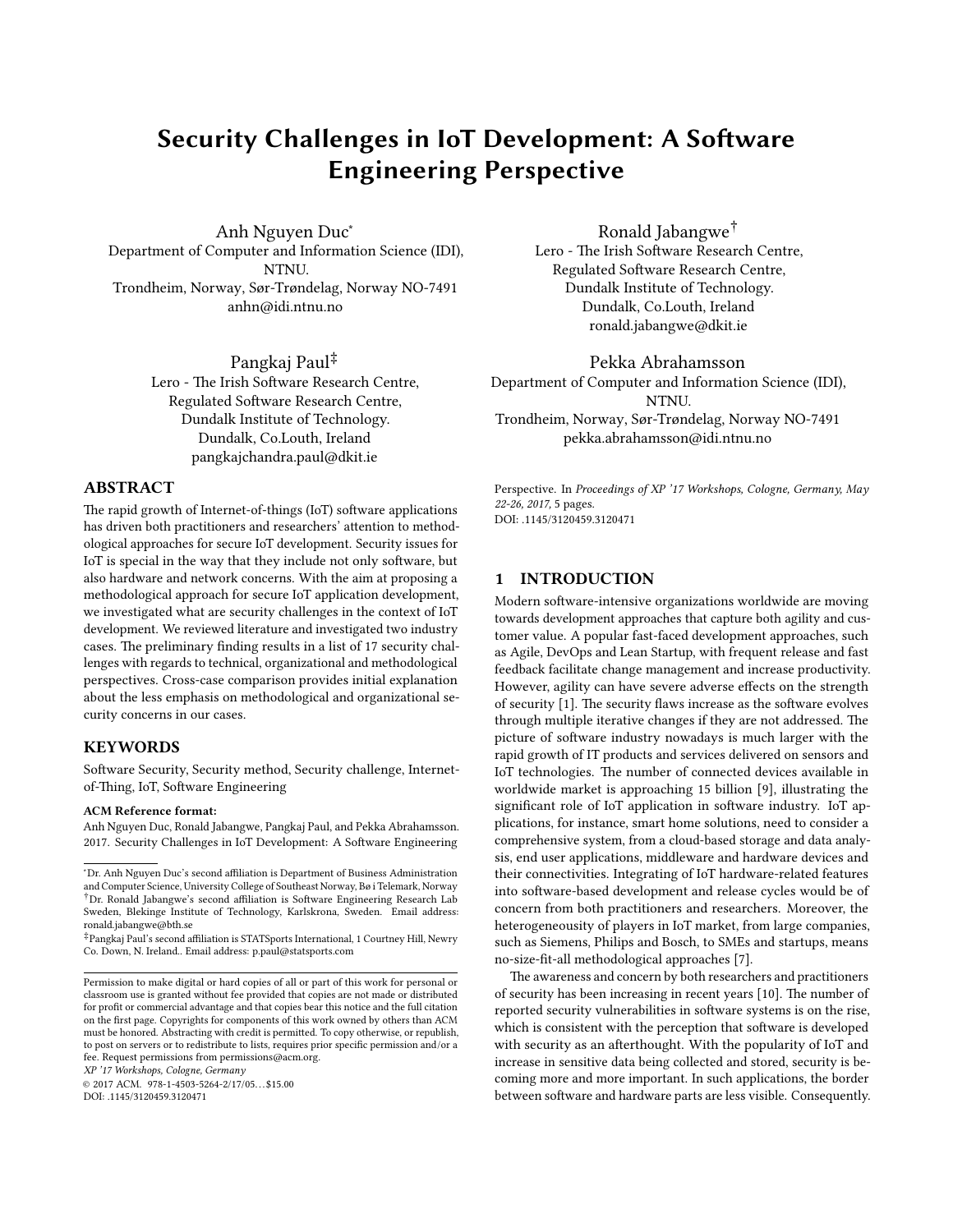# Security Challenges in IoT Development: A Software Engineering Perspective

Anh Nguyen Duc*
Department of Computer and Information Science (IDI), NTNU.
Trondheim, Norway, Sør-Trøndelag, Norway NO-7491
anhn@idi.ntnu.no

Ronald Jabangwe†
Lero - The Irish Software Research Centre, Regulated Software Research Centre, Dundalk Institute of Technology.
Dundalk, Co.Louth, Ireland
ronald.jabangwe@dkit.ie

Pangkaj Paul‡
Lero - The Irish Software Research Centre, Regulated Software Research Centre, Dundalk Institute of Technology.
Dundalk, Co.Louth, Ireland
pangkajchandra.paul@dkit.ie

Pekka Abrahamsson
Department of Computer and Information Science (IDI), NTNU.
Trondheim, Norway, Sør-Trøndelag, Norway NO-7491
pekka.abrahamsson@idi.ntnu.no

## ABSTRACT

The rapid growth of Internet-of-things (IoT) software applications has driven both practitioners and researchers' attention to methodological approaches for secure IoT development. Security issues for IoT is special in the way that they include not only software, but also hardware and network concerns. With the aim at proposing a methodological approach for secure IoT application development, we investigated what are security challenges in the context of IoT development. We reviewed literature and investigated two industry cases. The preliminary finding results in a list of 17 security challenges with regards to technical, organizational and methodological perspectives. Cross-case comparison provides initial explanation about the less emphasis on methodological and organizational security concerns in our cases.

## KEYWORDS

Software Security, Security method, Security challenge, Internet-of-Thing, IoT, Software Engineering

**ACM Reference format:**
Anh Nguyen Duc, Ronald Jabangwe, Pangkaj Paul, and Pekka Abrahamsson. 2017. Security Challenges in IoT Development: A Software Engineering Perspective. In *Proceedings of XP '17 Workshops, Cologne, Germany, May 22-26, 2017,* 5 pages.
DOI: .1145/3120459.3120471

*Dr. Anh Nguyen Duc's second affiliation is Department of Business Administration and Computer Science, University College of Southeast Norway, Bø i Telemark, Norway
†Dr. Ronald Jabangwe's second affiliation is Software Engineering Research Lab Sweden, Blekinge Institute of Technology, Karlskrona, Sweden. Email address: ronald.jabangwe@bth.se
‡Pangkaj Paul's second affiliation is STATSports International, 1 Courtney Hill, Newry Co. Down, N. Ireland.. Email address: p.paul@statsports.com

Permission to make digital or hard copies of all or part of this work for personal or classroom use is granted without fee provided that copies are not made or distributed for profit or commercial advantage and that copies bear this notice and the full citation on the first page. Copyrights for components of this work owned by others than ACM must be honored. Abstracting with credit is permitted. To copy otherwise, or republish, to post on servers or to redistribute to lists, requires prior specific permission and/or a fee. Request permissions from permissions@acm.org.
*XP '17 Workshops, Cologne, Germany*
© 2017 ACM. 978-1-4503-5264-2/17/05…$15.00
DOI: .1145/3120459.3120471

## 1 INTRODUCTION

Modern software-intensive organizations worldwide are moving towards development approaches that capture both agility and customer value. A popular fast-faced development approaches, such as Agile, DevOps and Lean Startup, with frequent release and fast feedback facilitate change management and increase productivity. However, agility can have severe adverse effects on the strength of security [1]. The security flaws increase as the software evolves through multiple iterative changes if they are not addressed. The picture of software industry nowadays is much larger with the rapid growth of IT products and services delivered on sensors and IoT technologies. The number of connected devices available in worldwide market is approaching 15 billion [9], illustrating the significant role of IoT application in software industry. IoT applications, for instance, smart home solutions, need to consider a comprehensive system, from a cloud-based storage and data analysis, end user applications, middleware and hardware devices and their connectivities. Integrating of IoT hardware-related features into software-based development and release cycles would be of concern from both practitioners and researchers. Moreover, the heterogeneousity of players in IoT market, from large companies, such as Siemens, Philips and Bosch, to SMEs and startups, means no-size-fit-all methodological approaches [7].

The awareness and concern by both researchers and practitioners of security has been increasing in recent years [10]. The number of reported security vulnerabilities in software systems is on the rise, which is consistent with the perception that software is developed with security as an afterthought. With the popularity of IoT and increase in sensitive data being collected and stored, security is becoming more and more important. In such applications, the border between software and hardware parts are less visible. Consequently.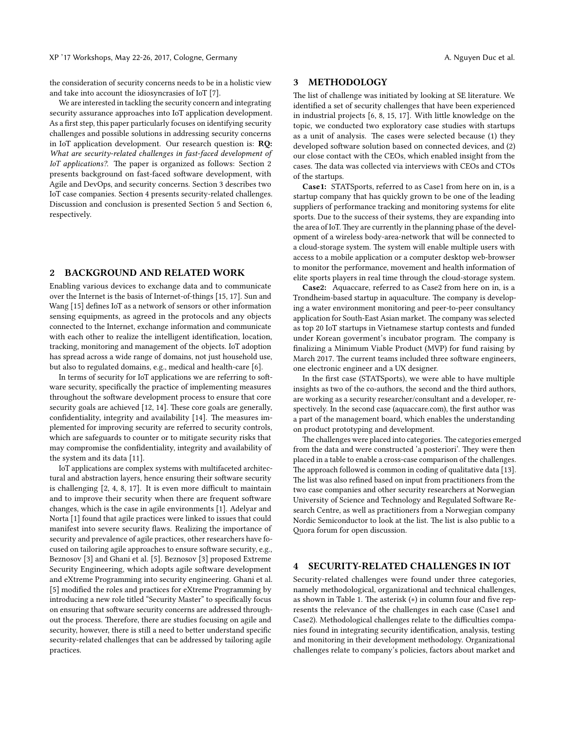the consideration of security concerns needs to be in a holistic view and take into account the idiosyncrasies of IoT [7].

We are interested in tackling the security concern and integrating security assurance approaches into IoT application development. As a first step, this paper particularly focuses on identifying security challenges and possible solutions in addressing security concerns in IoT application development. Our research question is: **RQ:** *What are security-related challenges in fast-faced development of IoT applications?*. The paper is organized as follows: Section 2 presents background on fast-faced software development, with Agile and DevOps, and security concerns. Section 3 describes two IoT case companies. Section 4 presents security-related challenges. Discussion and conclusion is presented Section 5 and Section 6, respectively.

## 2 BACKGROUND AND RELATED WORK

Enabling various devices to exchange data and to communicate over the Internet is the basis of Internet-of-things [15, 17]. Sun and Wang [15] defines IoT as a network of sensors or other information sensing equipments, as agreed in the protocols and any objects connected to the Internet, exchange information and communicate with each other to realize the intelligent identification, location, tracking, monitoring and management of the objects. IoT adoption has spread across a wide range of domains, not just household use, but also to regulated domains, e.g., medical and health-care [6].

In terms of security for IoT applications we are referring to software security, specifically the practice of implementing measures throughout the software development process to ensure that core security goals are achieved [12, 14]. These core goals are generally, confidentiality, integrity and availability [14]. The measures implemented for improving security are referred to security controls, which are safeguards to counter or to mitigate security risks that may compromise the confidentiality, integrity and availability of the system and its data [11].

IoT applications are complex systems with multifaceted architectural and abstraction layers, hence ensuring their software security is challenging [2, 4, 8, 17]. It is even more difficult to maintain and to improve their security when there are frequent software changes, which is the case in agile environments [1]. Adelyar and Norta [1] found that agile practices were linked to issues that could manifest into severe security flaws. Realizing the importance of security and prevalence of agile practices, other researchers have focused on tailoring agile approaches to ensure software security, e.g., Beznosov [3] and Ghani et al. [5]. Beznosov [3] proposed Extreme Security Engineering, which adopts agile software development and eXtreme Programming into security engineering. Ghani et al. [5] modified the roles and practices for eXtreme Programming by introducing a new role titled "Security Master" to specifically focus on ensuring that software security concerns are addressed throughout the process. Therefore, there are studies focusing on agile and security, however, there is still a need to better understand specific security-related challenges that can be addressed by tailoring agile practices.

## 3 METHODOLOGY

The list of challenge was initiated by looking at SE literature. We identified a set of security challenges that have been experienced in industrial projects [6, 8, 15, 17]. With little knowledge on the topic, we conducted two exploratory case studies with startups as a unit of analysis. The cases were selected because (1) they developed software solution based on connected devices, and (2) our close contact with the CEOs, which enabled insight from the cases. The data was collected via interviews with CEOs and CTOs of the startups.

**Case1:** STATSports, referred to as Case1 from here on in, is a startup company that has quickly grown to be one of the leading suppliers of performance tracking and monitoring systems for elite sports. Due to the success of their systems, they are expanding into the area of IoT. They are currently in the planning phase of the development of a wireless body-area-network that will be connected to a cloud-storage system. The system will enable multiple users with access to a mobile application or a computer desktop web-browser to monitor the performance, movement and health information of elite sports players in real time through the cloud-storage system.

**Case2:** Aquaccare, referred to as Case2 from here on in, is a Trondheim-based startup in aquaculture. The company is developing a water environment monitoring and peer-to-peer consultancy application for South-East Asian market. The company was selected as top 20 IoT startups in Vietnamese startup contests and funded under Korean goverment's incubator program. The company is finalizing a Minimum Viable Product (MVP) for fund raising by March 2017. The current teams included three software engineers, one electronic engineer and a UX designer.

In the first case (STATSports), we were able to have multiple insights as two of the co-authors, the second and the third authors, are working as a security researcher/consultant and a developer, respectively. In the second case (aquaccare.com), the first author was a part of the management board, which enables the understanding on product prototyping and development.

The challenges were placed into categories. The categories emerged from the data and were constructed 'a posteriori'. They were then placed in a table to enable a cross-case comparison of the challenges. The approach followed is common in coding of qualitative data [13]. The list was also refined based on input from practitioners from the two case companies and other security researchers at Norwegian University of Science and Technology and Regulated Software Research Centre, as well as practitioners from a Norwegian company Nordic Semiconductor to look at the list. The list is also public to a Quora forum for open discussion.

## 4 SECURITY-RELATED CHALLENGES IN IOT

Security-related challenges were found under three categories, namely methodological, organizational and technical challenges, as shown in Table 1. The asterisk (*) in column four and five represents the relevance of the challenges in each case (Case1 and Case2). Methodological challenges relate to the difficulties companies found in integrating security identification, analysis, testing and monitoring in their development methodology. Organizational challenges relate to company's policies, factors about market and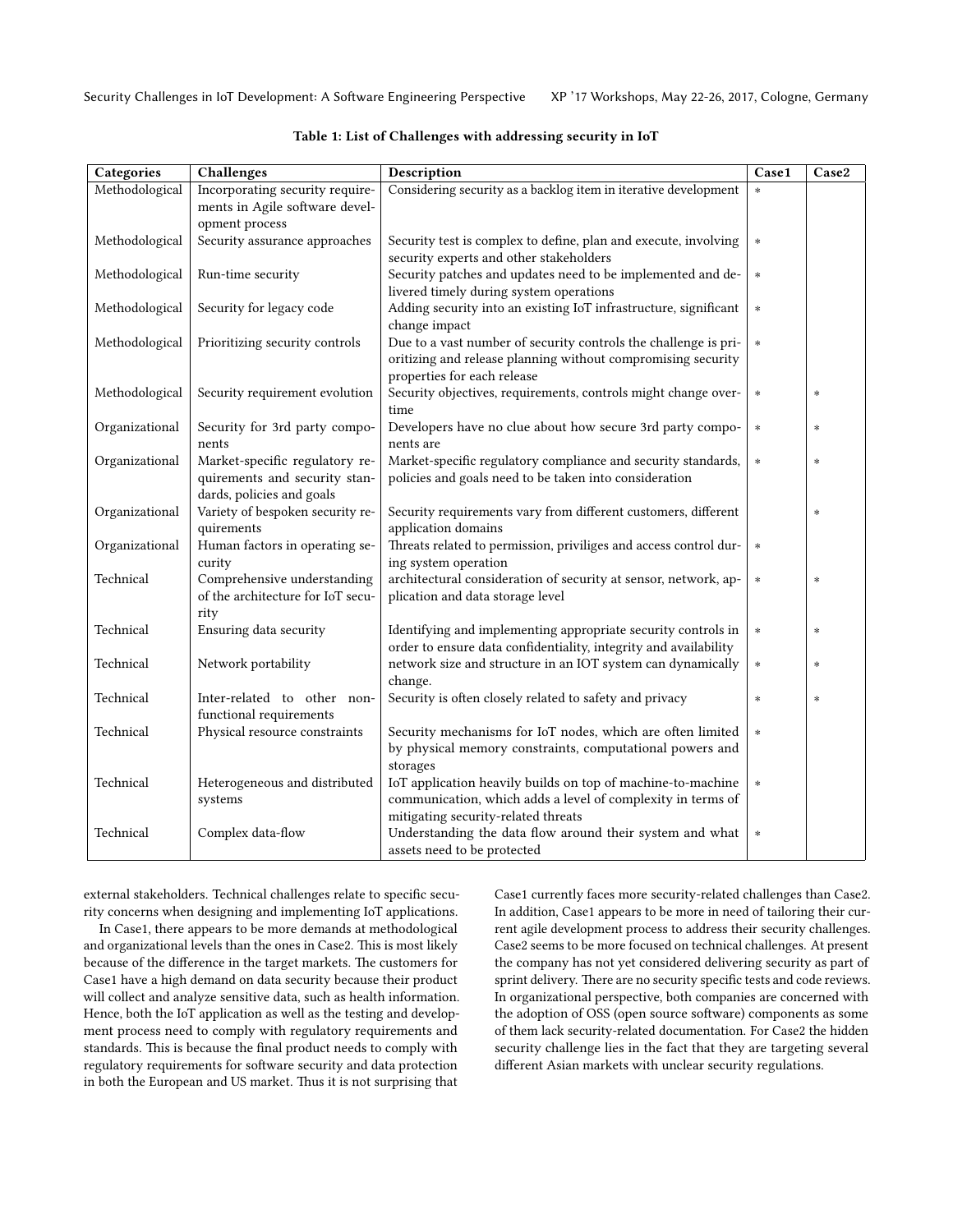**Table 1: List of Challenges with addressing security in IoT**

| Categories | Challenges | Description | Case1 | Case2 |
| --- | --- | --- | --- | --- |
| Methodological | Incorporating security requirements in Agile software development process | Considering security as a backlog item in iterative development | * | |
| Methodological | Security assurance approaches | Security test is complex to define, plan and execute, involving security experts and other stakeholders | * | |
| Methodological | Run-time security | Security patches and updates need to be implemented and delivered timely during system operations | * | |
| Methodological | Security for legacy code | Adding security into an existing IoT infrastructure, significant change impact | * | |
| Methodological | Prioritizing security controls | Due to a vast number of security controls the challenge is prioritizing and release planning without compromising security properties for each release | * | |
| Methodological | Security requirement evolution | Security objectives, requirements, controls might change overtime | * | * |
| Organizational | Security for 3rd party components | Developers have no clue about how secure 3rd party components are | * | * |
| Organizational | Market-specific regulatory requirements and security standards, policies and goals | Market-specific regulatory compliance and security standards, policies and goals need to be taken into consideration | * | * |
| Organizational | Variety of bespoken security requirements | Security requirements vary from different customers, different application domains | | * |
| Organizational | Human factors in operating security | Threats related to permission, priviliges and access control during system operation | * | |
| Technical | Comprehensive understanding of the architecture for IoT security | architectural consideration of security at sensor, network, application and data storage level | * | * |
| Technical | Ensuring data security | Identifying and implementing appropriate security controls in order to ensure data confidentiality, integrity and availability | * | * |
| Technical | Network portability | network size and structure in an IOT system can dynamically change. | * | * |
| Technical | Inter-related to other non-functional requirements | Security is often closely related to safety and privacy | * | * |
| Technical | Physical resource constraints | Security mechanisms for IoT nodes, which are often limited by physical memory constraints, computational powers and storages | * | |
| Technical | Heterogeneous and distributed systems | IoT application heavily builds on top of machine-to-machine communication, which adds a level of complexity in terms of mitigating security-related threats | * | |
| Technical | Complex data-flow | Understanding the data flow around their system and what assets need to be protected | * | |

external stakeholders. Technical challenges relate to specific security concerns when designing and implementing IoT applications.

In Case1, there appears to be more demands at methodological and organizational levels than the ones in Case2. This is most likely because of the difference in the target markets. The customers for Case1 have a high demand on data security because their product will collect and analyze sensitive data, such as health information. Hence, both the IoT application as well as the testing and development process need to comply with regulatory requirements and standards. This is because the final product needs to comply with regulatory requirements for software security and data protection in both the European and US market. Thus it is not surprising that Case1 currently faces more security-related challenges than Case2. In addition, Case1 appears to be more in need of tailoring their current agile development process to address their security challenges. Case2 seems to be more focused on technical challenges. At present the company has not yet considered delivering security as part of sprint delivery. There are no security specific tests and code reviews. In organizational perspective, both companies are concerned with the adoption of OSS (open source software) components as some of them lack security-related documentation. For Case2 the hidden security challenge lies in the fact that they are targeting several different Asian markets with unclear security regulations.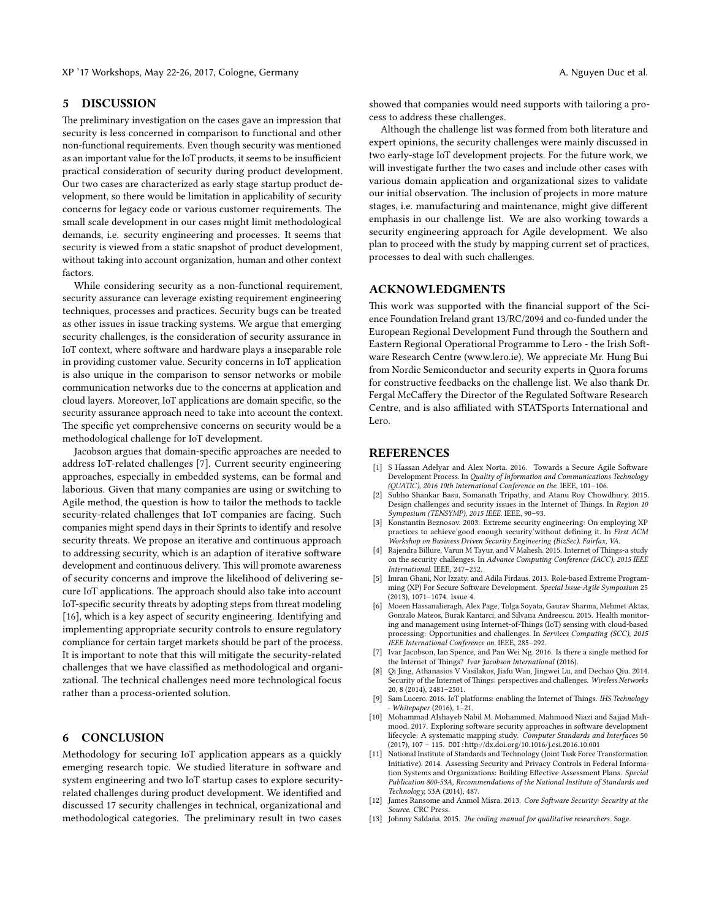## 5 DISCUSSION

The preliminary investigation on the cases gave an impression that security is less concerned in comparison to functional and other non-functional requirements. Even though security was mentioned as an important value for the IoT products, it seems to be insufficient practical consideration of security during product development. Our two cases are characterized as early stage startup product development, so there would be limitation in applicability of security concerns for legacy code or various customer requirements. The small scale development in our cases might limit methodological demands, i.e. security engineering and processes. It seems that security is viewed from a static snapshot of product development, without taking into account organization, human and other context factors.

While considering security as a non-functional requirement, security assurance can leverage existing requirement engineering techniques, processes and practices. Security bugs can be treated as other issues in issue tracking systems. We argue that emerging security challenges, is the consideration of security assurance in IoT context, where software and hardware plays a inseparable role in providing customer value. Security concerns in IoT application is also unique in the comparison to sensor networks or mobile communication networks due to the concerns at application and cloud layers. Moreover, IoT applications are domain specific, so the security assurance approach need to take into account the context. The specific yet comprehensive concerns on security would be a methodological challenge for IoT development.

Jacobson argues that domain-specific approaches are needed to address IoT-related challenges [7]. Current security engineering approaches, especially in embedded systems, can be formal and laborious. Given that many companies are using or switching to Agile method, the question is how to tailor the methods to tackle security-related challenges that IoT companies are facing. Such companies might spend days in their Sprints to identify and resolve security threats. We propose an iterative and continuous approach to addressing security, which is an adaption of iterative software development and continuous delivery. This will promote awareness of security concerns and improve the likelihood of delivering secure IoT applications. The approach should also take into account IoT-specific security threats by adopting steps from threat modeling [16], which is a key aspect of security engineering. Identifying and implementing appropriate security controls to ensure regulatory compliance for certain target markets should be part of the process. It is important to note that this will mitigate the security-related challenges that we have classified as methodological and organizational. The technical challenges need more technological focus rather than a process-oriented solution.

## 6 CONCLUSION

Methodology for securing IoT application appears as a quickly emerging research topic. We studied literature in software and system engineering and two IoT startup cases to explore security-related challenges during product development. We identified and discussed 17 security challenges in technical, organizational and methodological categories. The preliminary result in two cases showed that companies would need supports with tailoring a process to address these challenges.

Although the challenge list was formed from both literature and expert opinions, the security challenges were mainly discussed in two early-stage IoT development projects. For the future work, we will investigate further the two cases and include other cases with various domain application and organizational sizes to validate our initial observation. The inclusion of projects in more mature stages, i.e. manufacturing and maintenance, might give different emphasis in our challenge list. We are also working towards a security engineering approach for Agile development. We also plan to proceed with the study by mapping current set of practices, processes to deal with such challenges.

## ACKNOWLEDGMENTS

This work was supported with the financial support of the Science Foundation Ireland grant 13/RC/2094 and co-funded under the European Regional Development Fund through the Southern and Eastern Regional Operational Programme to Lero - the Irish Software Research Centre (www.lero.ie). We appreciate Mr. Hung Bui from Nordic Semiconductor and security experts in Quora forums for constructive feedbacks on the challenge list. We also thank Dr. Fergal McCaffery the Director of the Regulated Software Research Centre, and is also affiliated with STATSports International and Lero.

## REFERENCES

- [1] S Hassan Adelyar and Alex Norta. 2016. Towards a Secure Agile Software Development Process. In *Quality of Information and Communications Technology (QUATIC), 2016 10th International Conference on the*. IEEE, 101–106.
- [2] Subho Shankar Basu, Somanath Tripathy, and Atanu Roy Chowdhury. 2015. Design challenges and security issues in the Internet of Things. In *Region 10 Symposium (TENSYMP), 2015 IEEE*. IEEE, 90–93.
- [3] Konstantin Beznosov. 2003. Extreme security engineering: On employing XP practices to achieve'good enough security'without defining it. In *First ACM Workshop on Business Driven Security Engineering (BizSec). Fairfax, VA*.
- [4] Rajendra Billure, Varun M Tayur, and V Mahesh. 2015. Internet of Things-a study on the security challenges. In *Advance Computing Conference (IACC), 2015 IEEE International*. IEEE, 247–252.
- [5] Imran Ghani, Nor Izzaty, and Adila Firdaus. 2013. Role-based Extreme Programming (XP) For Secure Software Development. *Special Issue-Agile Symposium* 25 (2013), 1071–1074. Issue 4.
- [6] Moeen Hassanalieragh, Alex Page, Tolga Soyata, Gaurav Sharma, Mehmet Aktas, Gonzalo Mateos, Burak Kantarci, and Silvana Andreescu. 2015. Health monitoring and management using Internet-of-Things (IoT) sensing with cloud-based processing: Opportunities and challenges. In *Services Computing (SCC), 2015 IEEE International Conference on*. IEEE, 285–292.
- [7] Ivar Jacobson, Ian Spence, and Pan Wei Ng. 2016. Is there a single method for the Internet of Things? *Ivar Jacobson International* (2016).
- [8] Qi Jing, Athanasios V Vasilakos, Jiafu Wan, Jingwei Lu, and Dechao Qiu. 2014. Security of the Internet of Things: perspectives and challenges. *Wireless Networks* 20, 8 (2014), 2481–2501.
- [9] Sam Lucero. 2016. IoT platforms: enabling the Internet of Things. *IHS Technology - Whitepaper* (2016), 1–21.
- [10] Mohammad Alshayeb Nabil M. Mohammed, Mahmood Niazi and Sajjad Mahmood. 2017. Exploring software security approaches in software development lifecycle: A systematic mapping study. *Computer Standards and Interfaces* 50 (2017), 107 – 115. DOI: http://dx.doi.org/10.1016/j.csi.2016.10.001
- [11] National Institute of Standards and Technology (Joint Task Force Transformation Initiative). 2014. Assessing Security and Privacy Controls in Federal Information Systems and Organizations: Building Effective Assessment Plans. *Special Publication 800-53A, Recommendations of the National Institute of Standards and Technology,* 53A (2014), 487.
- [12] James Ransome and Anmol Misra. 2013. *Core Software Security: Security at the Source*. CRC Press.
- [13] Johnny Saldaña. 2015. *The coding manual for qualitative researchers*. Sage.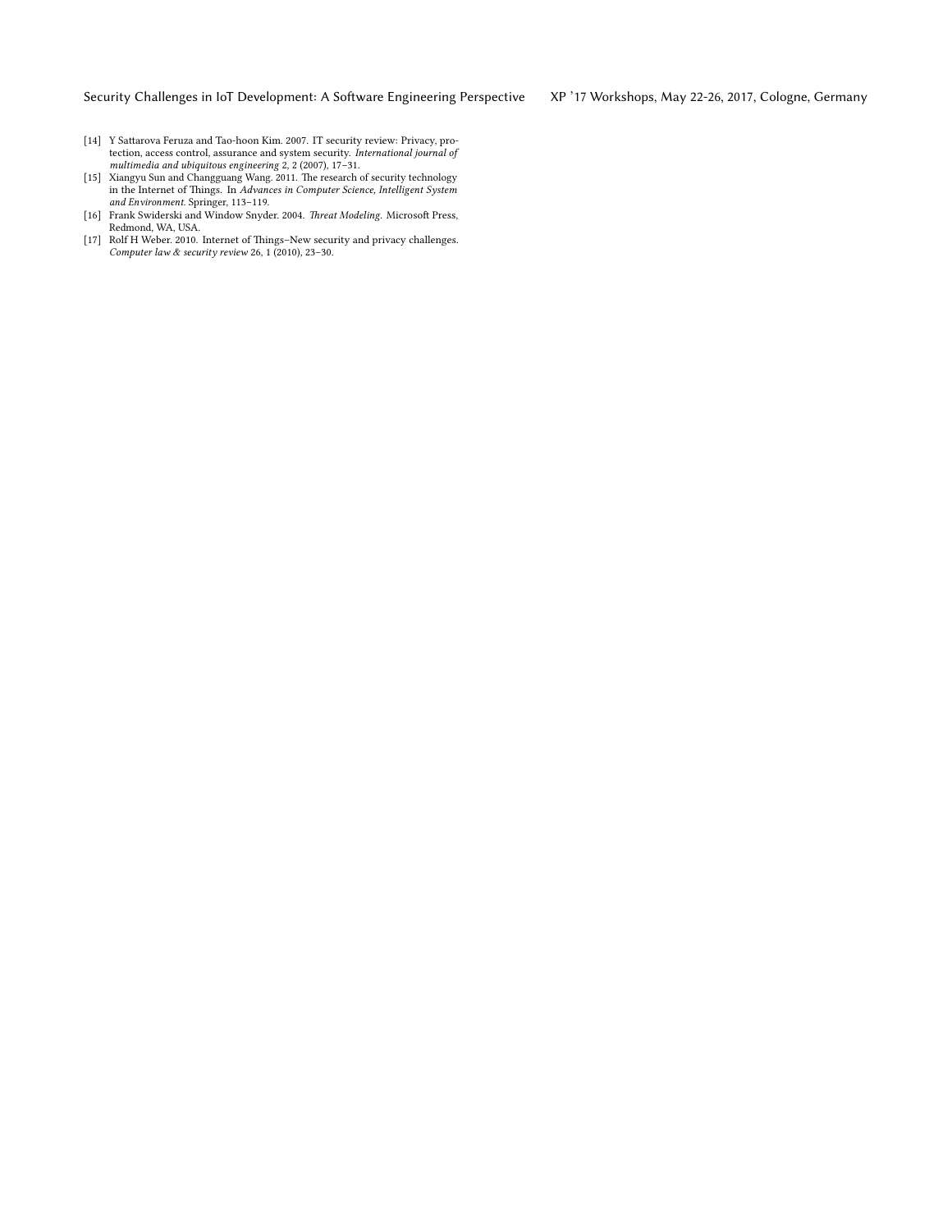[14] Y Sattarova Feruza and Tao-hoon Kim. 2007. IT security review: Privacy, protection, access control, assurance and system security. *International journal of multimedia and ubiquitous engineering* 2, 2 (2007), 17–31.

[15] Xiangyu Sun and Changguang Wang. 2011. The research of security technology in the Internet of Things. In *Advances in Computer Science, Intelligent System and Environment*. Springer, 113–119.

[16] Frank Swiderski and Window Snyder. 2004. *Threat Modeling*. Microsoft Press, Redmond, WA, USA.

[17] Rolf H Weber. 2010. Internet of Things–New security and privacy challenges. *Computer law & security review* 26, 1 (2010), 23–30.